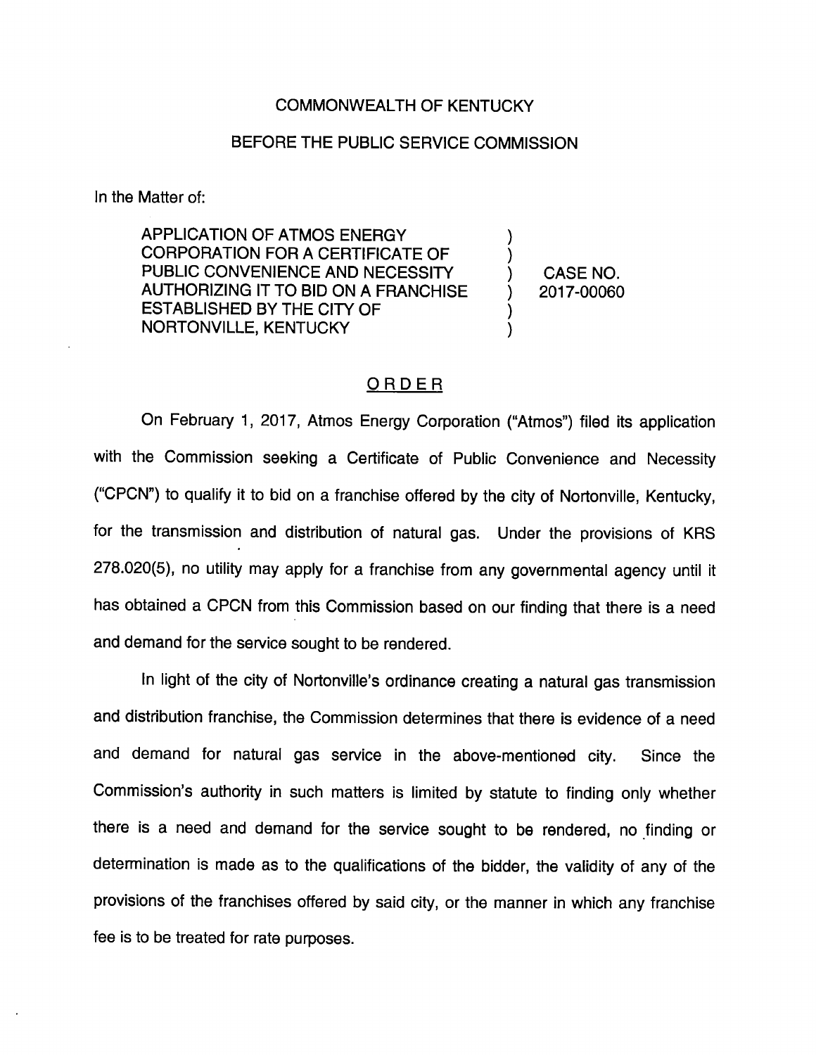COMMONWEALTH OF KENTUCKY

BEFORE THE PUBLIC SERVICE COMMISSION

In the Matter of:

| | | |
|---|---|---|
| APPLICATION OF ATMOS ENERGY CORPORATION FOR A CERTIFICATE OF PUBLIC CONVENIENCE AND NECESSITY AUTHORIZING IT TO BID ON A FRANCHISE ESTABLISHED BY THE CITY OF NORTONVILLE, KENTUCKY | ) ) ) ) ) ) | CASE NO. 2017-00060 |

## ORDER

On February 1, 2017, Atmos Energy Corporation ("Atmos") filed its application with the Commission seeking a Certificate of Public Convenience and Necessity ("CPCN") to qualify it to bid on a franchise offered by the city of Nortonville, Kentucky, for the transmission and distribution of natural gas. Under the provisions of KRS 278.020(5), no utility may apply for a franchise from any governmental agency until it has obtained a CPCN from this Commission based on our finding that there is a need and demand for the service sought to be rendered.

In light of the city of Nortonville's ordinance creating a natural gas transmission and distribution franchise, the Commission determines that there is evidence of a need and demand for natural gas service in the above-mentioned city. Since the Commission's authority in such matters is limited by statute to finding only whether there is a need and demand for the service sought to be rendered, no finding or determination is made as to the qualifications of the bidder, the validity of any of the provisions of the franchises offered by said city, or the manner in which any franchise fee is to be treated for rate purposes.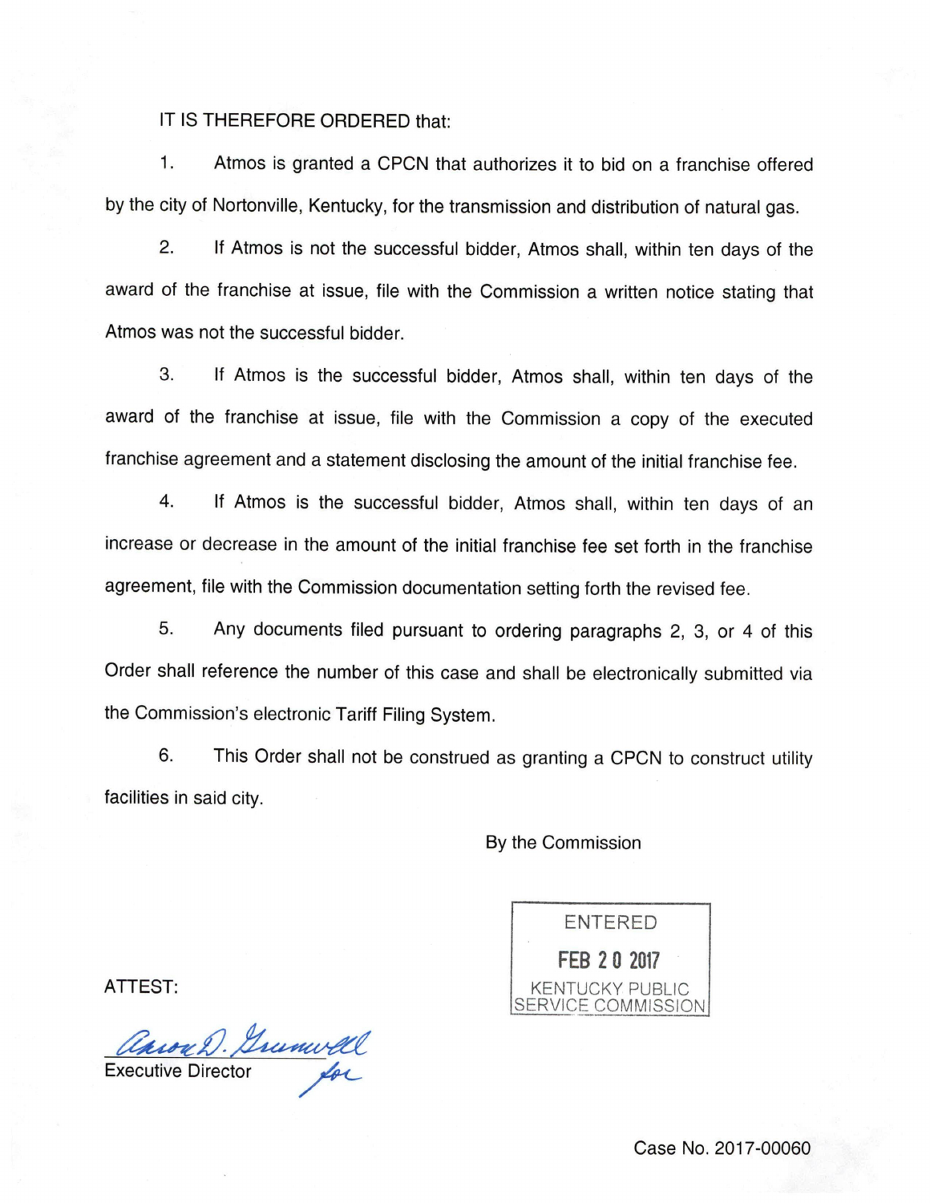IT IS THEREFORE ORDERED that:

1. Atmos is granted a CPCN that authorizes it to bid on a franchise offered by the city of Nortonville, Kentucky, for the transmission and distribution of natural gas.

2. If Atmos is not the successful bidder, Atmos shall, within ten days of the award of the franchise at issue, file with the Commission a written notice stating that Atmos was not the successful bidder.

3. If Atmos is the successful bidder, Atmos shall, within ten days of the award of the franchise at issue, file with the Commission a copy of the executed franchise agreement and a statement disclosing the amount of the initial franchise fee.

4. If Atmos is the successful bidder, Atmos shall, within ten days of an increase or decrease in the amount of the initial franchise fee set forth in the franchise agreement, file with the Commission documentation setting forth the revised fee.

5. Any documents filed pursuant to ordering paragraphs 2, 3, or 4 of this Order shall reference the number of this case and shall be electronically submitted via the Commission's electronic Tariff Filing System.

6. This Order shall not be construed as granting a CPCN to construct utility facilities in said city.

By the Commission

ENTERED
FEB 20 2017
KENTUCKY PUBLIC SERVICE COMMISSION

ATTEST:

Aaron D. Greenwell for
Executive Director

Case No. 2017-00060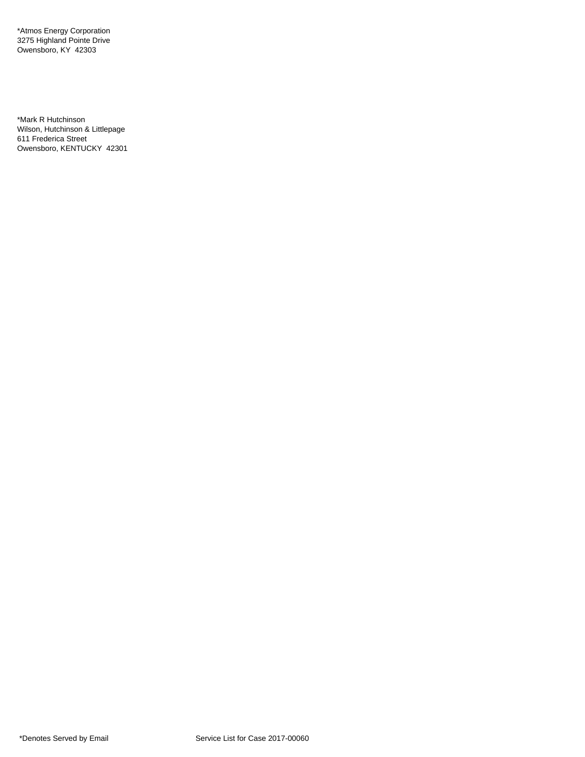*Atmos Energy Corporation
3275 Highland Pointe Drive
Owensboro, KY  42303

*Mark R Hutchinson
Wilson, Hutchinson & Littlepage
611 Frederica Street
Owensboro, KENTUCKY  42301